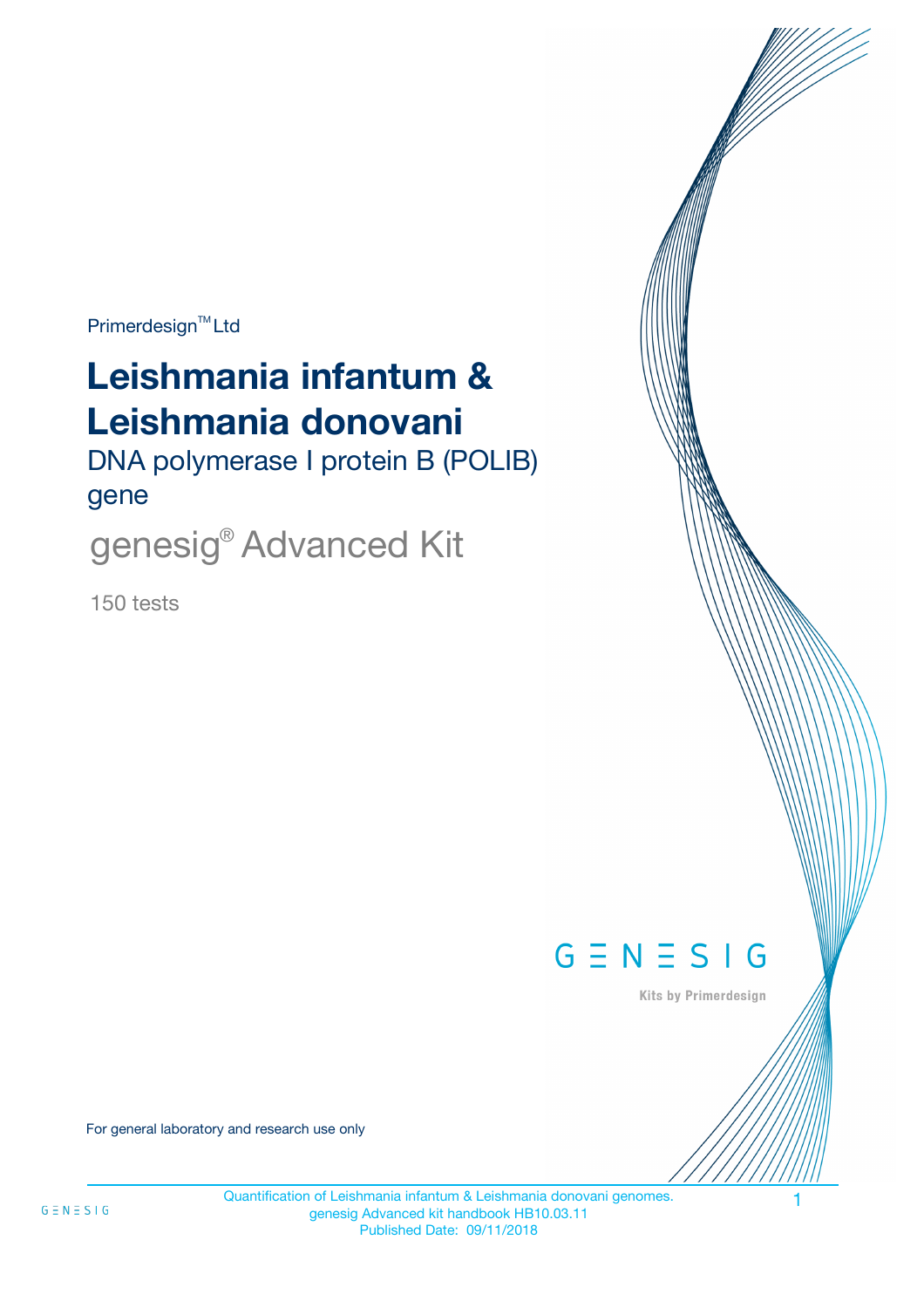Primerdesign™ Ltd

# Leishmania infantum & Leishmania donovani

DNA polymerase I protein B (POLIB) gene

genesig® Advanced Kit

150 tests

GENESIG

Kits by Primerdesign

For general laboratory and research use only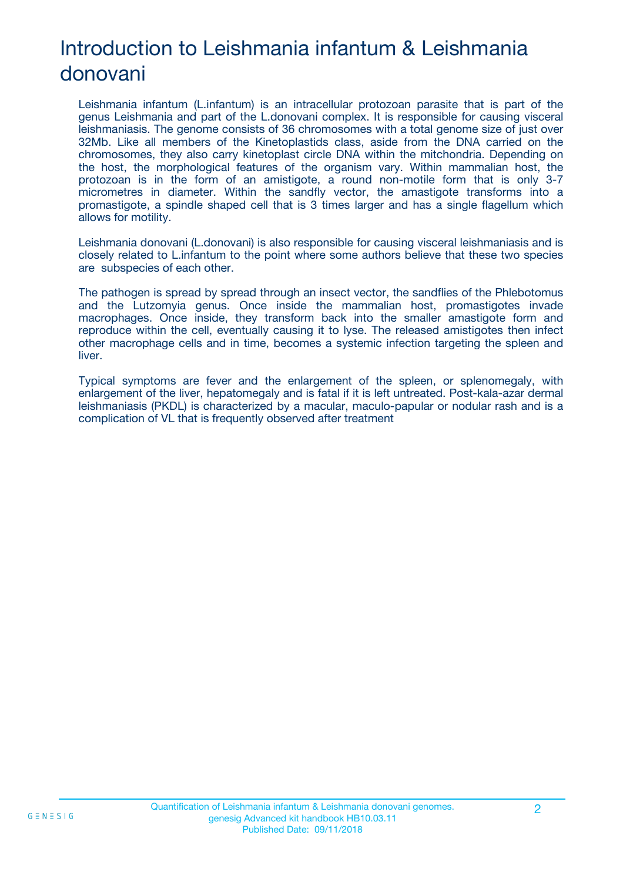# Introduction to Leishmania infantum & Leishmania donovani

Leishmania infantum (L.infantum) is an intracellular protozoan parasite that is part of the genus Leishmania and part of the L.donovani complex. It is responsible for causing visceral leishmaniasis. The genome consists of 36 chromosomes with a total genome size of just over 32Mb. Like all members of the Kinetoplastids class, aside from the DNA carried on the chromosomes, they also carry kinetoplast circle DNA within the mitchondria. Depending on the host, the morphological features of the organism vary. Within mammalian host, the protozoan is in the form of an amistigote, a round non-motile form that is only 3-7 micrometres in diameter. Within the sandfly vector, the amastigote transforms into a promastigote, a spindle shaped cell that is 3 times larger and has a single flagellum which allows for motility.

Leishmania donovani (L.donovani) is also responsible for causing visceral leishmaniasis and is closely related to L.infantum to the point where some authors believe that these two species are subspecies of each other.

The pathogen is spread by spread through an insect vector, the sandflies of the Phlebotomus and the Lutzomyia genus. Once inside the mammalian host, promastigotes invade macrophages. Once inside, they transform back into the smaller amastigote form and reproduce within the cell, eventually causing it to lyse. The released amistigotes then infect other macrophage cells and in time, becomes a systemic infection targeting the spleen and liver.

Typical symptoms are fever and the enlargement of the spleen, or splenomegaly, with enlargement of the liver, hepatomegaly and is fatal if it is left untreated. Post-kala-azar dermal leishmaniasis (PKDL) is characterized by a macular, maculo-papular or nodular rash and is a complication of VL that is frequently observed after treatment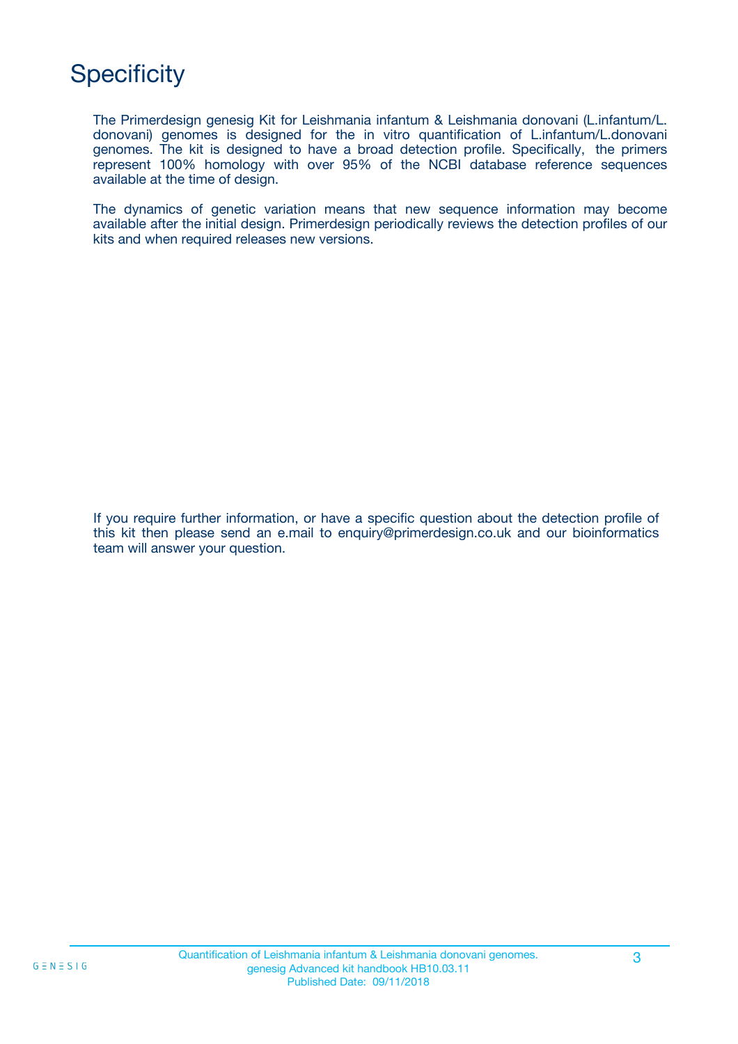# Specificity

The Primerdesign genesig Kit for Leishmania infantum & Leishmania donovani (L.infantum/L. donovani) genomes is designed for the in vitro quantification of L.infantum/L.donovani genomes. The kit is designed to have a broad detection profile. Specifically, the primers represent 100% homology with over 95% of the NCBI database reference sequences available at the time of design.

The dynamics of genetic variation means that new sequence information may become available after the initial design. Primerdesign periodically reviews the detection profiles of our kits and when required releases new versions.

If you require further information, or have a specific question about the detection profile of this kit then please send an e.mail to enquiry@primerdesign.co.uk and our bioinformatics team will answer your question.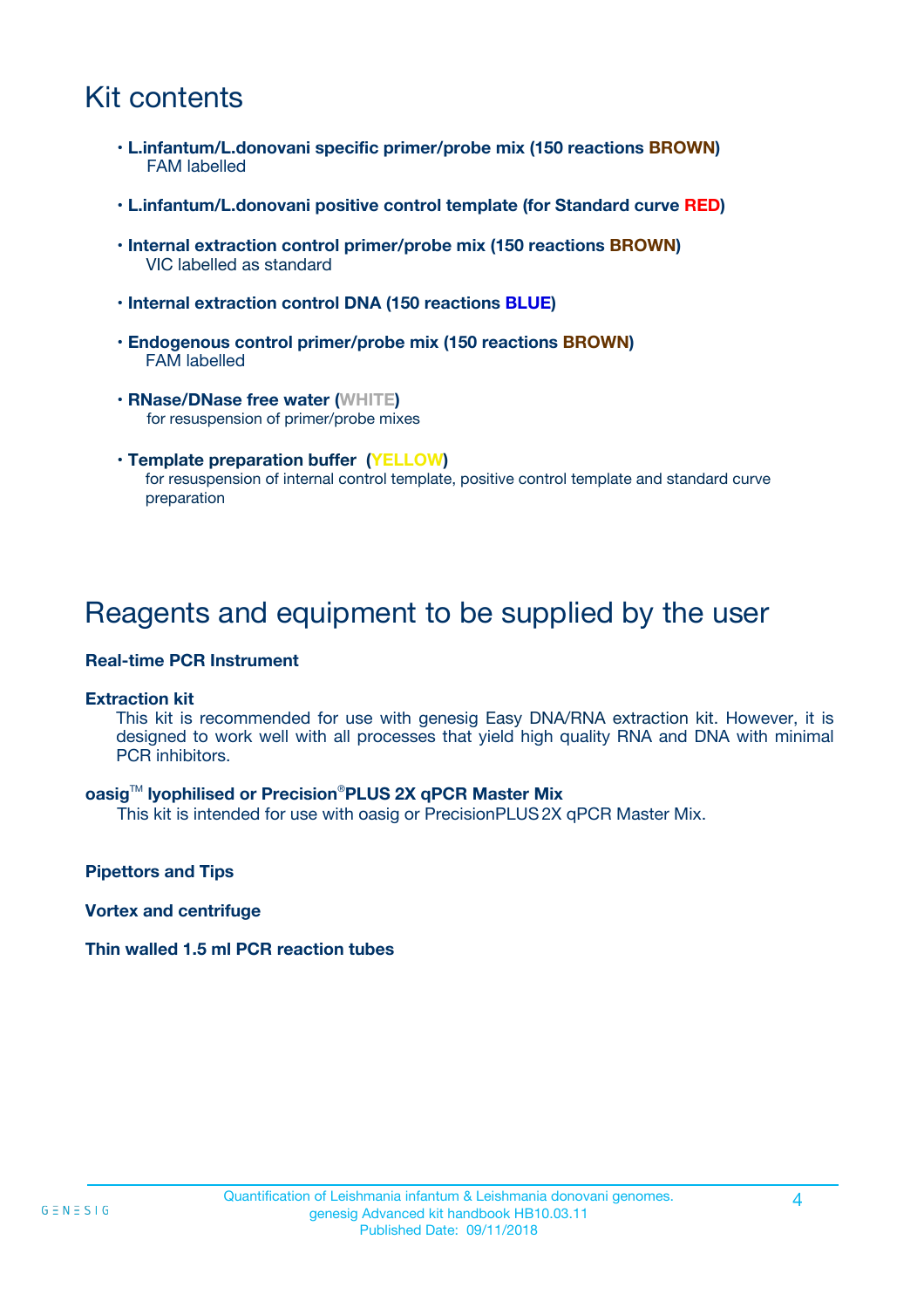# Kit contents

- **L.infantum/L.donovani specific primer/probe mix (150 reactions BROWN)**
  FAM labelled

- **L.infantum/L.donovani positive control template (for Standard curve RED)**

- **Internal extraction control primer/probe mix (150 reactions BROWN)**
  VIC labelled as standard

- **Internal extraction control DNA (150 reactions BLUE)**

- **Endogenous control primer/probe mix (150 reactions BROWN)**
  FAM labelled

- **RNase/DNase free water (WHITE)**
  for resuspension of primer/probe mixes

- **Template preparation buffer (YELLOW)**
  for resuspension of internal control template, positive control template and standard curve preparation

# Reagents and equipment to be supplied by the user

**Real-time PCR Instrument**

**Extraction kit**

This kit is recommended for use with genesig Easy DNA/RNA extraction kit. However, it is designed to work well with all processes that yield high quality RNA and DNA with minimal PCR inhibitors.

**oasig™ lyophilised or Precision®PLUS 2X qPCR Master Mix**

This kit is intended for use with oasig or PrecisionPLUS 2X qPCR Master Mix.

**Pipettors and Tips**

**Vortex and centrifuge**

**Thin walled 1.5 ml PCR reaction tubes**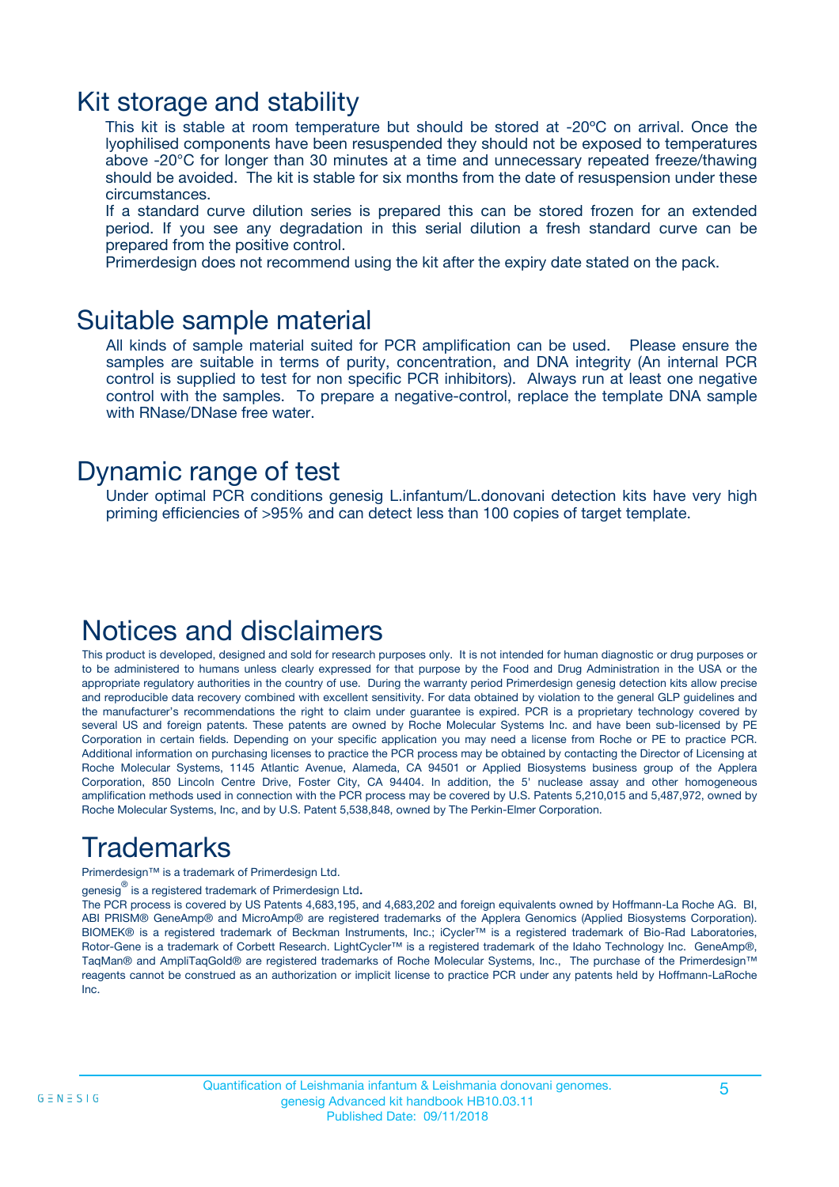## Kit storage and stability

This kit is stable at room temperature but should be stored at -20ºC on arrival. Once the lyophilised components have been resuspended they should not be exposed to temperatures above -20°C for longer than 30 minutes at a time and unnecessary repeated freeze/thawing should be avoided. The kit is stable for six months from the date of resuspension under these circumstances.

If a standard curve dilution series is prepared this can be stored frozen for an extended period. If you see any degradation in this serial dilution a fresh standard curve can be prepared from the positive control.

Primerdesign does not recommend using the kit after the expiry date stated on the pack.

## Suitable sample material

All kinds of sample material suited for PCR amplification can be used. Please ensure the samples are suitable in terms of purity, concentration, and DNA integrity (An internal PCR control is supplied to test for non specific PCR inhibitors). Always run at least one negative control with the samples. To prepare a negative-control, replace the template DNA sample with RNase/DNase free water.

## Dynamic range of test

Under optimal PCR conditions genesig L.infantum/L.donovani detection kits have very high priming efficiencies of >95% and can detect less than 100 copies of target template.

## Notices and disclaimers

This product is developed, designed and sold for research purposes only. It is not intended for human diagnostic or drug purposes or to be administered to humans unless clearly expressed for that purpose by the Food and Drug Administration in the USA or the appropriate regulatory authorities in the country of use. During the warranty period Primerdesign genesig detection kits allow precise and reproducible data recovery combined with excellent sensitivity. For data obtained by violation to the general GLP guidelines and the manufacturer's recommendations the right to claim under guarantee is expired. PCR is a proprietary technology covered by several US and foreign patents. These patents are owned by Roche Molecular Systems Inc. and have been sub-licensed by PE Corporation in certain fields. Depending on your specific application you may need a license from Roche or PE to practice PCR. Additional information on purchasing licenses to practice the PCR process may be obtained by contacting the Director of Licensing at Roche Molecular Systems, 1145 Atlantic Avenue, Alameda, CA 94501 or Applied Biosystems business group of the Applera Corporation, 850 Lincoln Centre Drive, Foster City, CA 94404. In addition, the 5' nuclease assay and other homogeneous amplification methods used in connection with the PCR process may be covered by U.S. Patents 5,210,015 and 5,487,972, owned by Roche Molecular Systems, Inc, and by U.S. Patent 5,538,848, owned by The Perkin-Elmer Corporation.

## Trademarks

Primerdesign™ is a trademark of Primerdesign Ltd.

genesig® is a registered trademark of Primerdesign Ltd.

The PCR process is covered by US Patents 4,683,195, and 4,683,202 and foreign equivalents owned by Hoffmann-La Roche AG. BI, ABI PRISM® GeneAmp® and MicroAmp® are registered trademarks of the Applera Genomics (Applied Biosystems Corporation). BIOMEK® is a registered trademark of Beckman Instruments, Inc.; iCycler™ is a registered trademark of Bio-Rad Laboratories, Rotor-Gene is a trademark of Corbett Research. LightCycler™ is a registered trademark of the Idaho Technology Inc. GeneAmp®, TaqMan® and AmpliTaqGold® are registered trademarks of Roche Molecular Systems, Inc., The purchase of the Primerdesign™ reagents cannot be construed as an authorization or implicit license to practice PCR under any patents held by Hoffmann-LaRoche Inc.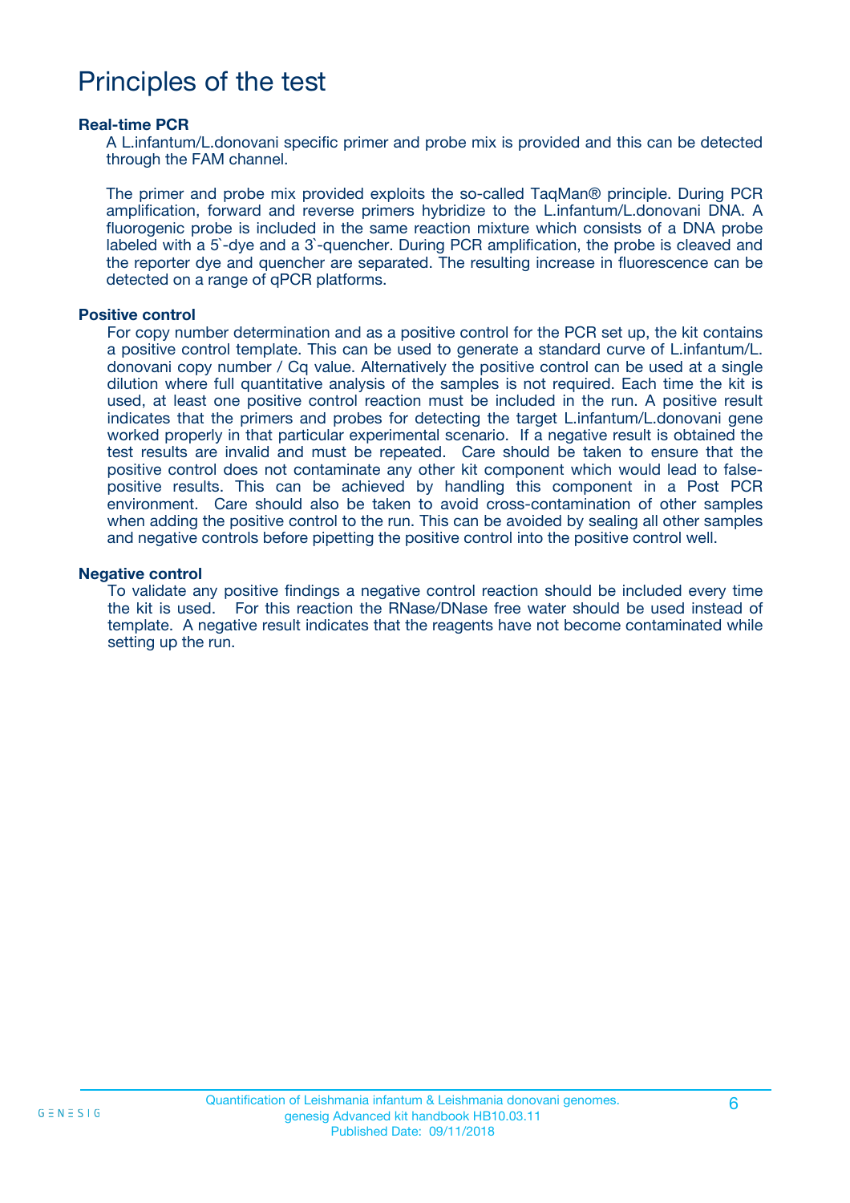# Principles of the test

### Real-time PCR

A L.infantum/L.donovani specific primer and probe mix is provided and this can be detected through the FAM channel.

The primer and probe mix provided exploits the so-called TaqMan® principle. During PCR amplification, forward and reverse primers hybridize to the L.infantum/L.donovani DNA. A fluorogenic probe is included in the same reaction mixture which consists of a DNA probe labeled with a 5`-dye and a 3`-quencher. During PCR amplification, the probe is cleaved and the reporter dye and quencher are separated. The resulting increase in fluorescence can be detected on a range of qPCR platforms.

### Positive control

For copy number determination and as a positive control for the PCR set up, the kit contains a positive control template. This can be used to generate a standard curve of L.infantum/L. donovani copy number / Cq value. Alternatively the positive control can be used at a single dilution where full quantitative analysis of the samples is not required. Each time the kit is used, at least one positive control reaction must be included in the run. A positive result indicates that the primers and probes for detecting the target L.infantum/L.donovani gene worked properly in that particular experimental scenario. If a negative result is obtained the test results are invalid and must be repeated. Care should be taken to ensure that the positive control does not contaminate any other kit component which would lead to false-positive results. This can be achieved by handling this component in a Post PCR environment. Care should also be taken to avoid cross-contamination of other samples when adding the positive control to the run. This can be avoided by sealing all other samples and negative controls before pipetting the positive control into the positive control well.

### Negative control

To validate any positive findings a negative control reaction should be included every time the kit is used. For this reaction the RNase/DNase free water should be used instead of template. A negative result indicates that the reagents have not become contaminated while setting up the run.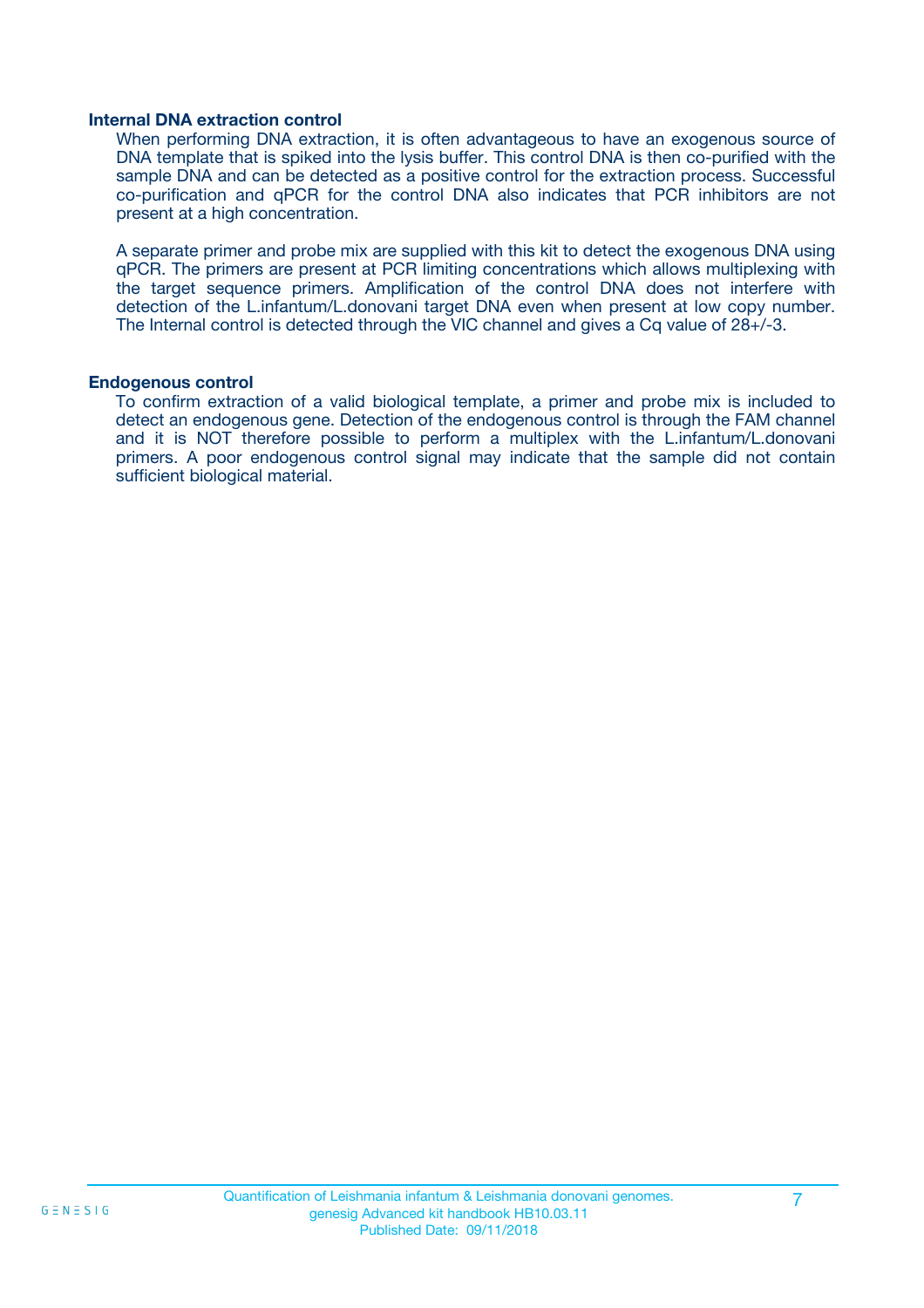### Internal DNA extraction control

When performing DNA extraction, it is often advantageous to have an exogenous source of DNA template that is spiked into the lysis buffer. This control DNA is then co-purified with the sample DNA and can be detected as a positive control for the extraction process. Successful co-purification and qPCR for the control DNA also indicates that PCR inhibitors are not present at a high concentration.

A separate primer and probe mix are supplied with this kit to detect the exogenous DNA using qPCR. The primers are present at PCR limiting concentrations which allows multiplexing with the target sequence primers. Amplification of the control DNA does not interfere with detection of the L.infantum/L.donovani target DNA even when present at low copy number. The Internal control is detected through the VIC channel and gives a Cq value of 28+/-3.

### Endogenous control

To confirm extraction of a valid biological template, a primer and probe mix is included to detect an endogenous gene. Detection of the endogenous control is through the FAM channel and it is NOT therefore possible to perform a multiplex with the L.infantum/L.donovani primers. A poor endogenous control signal may indicate that the sample did not contain sufficient biological material.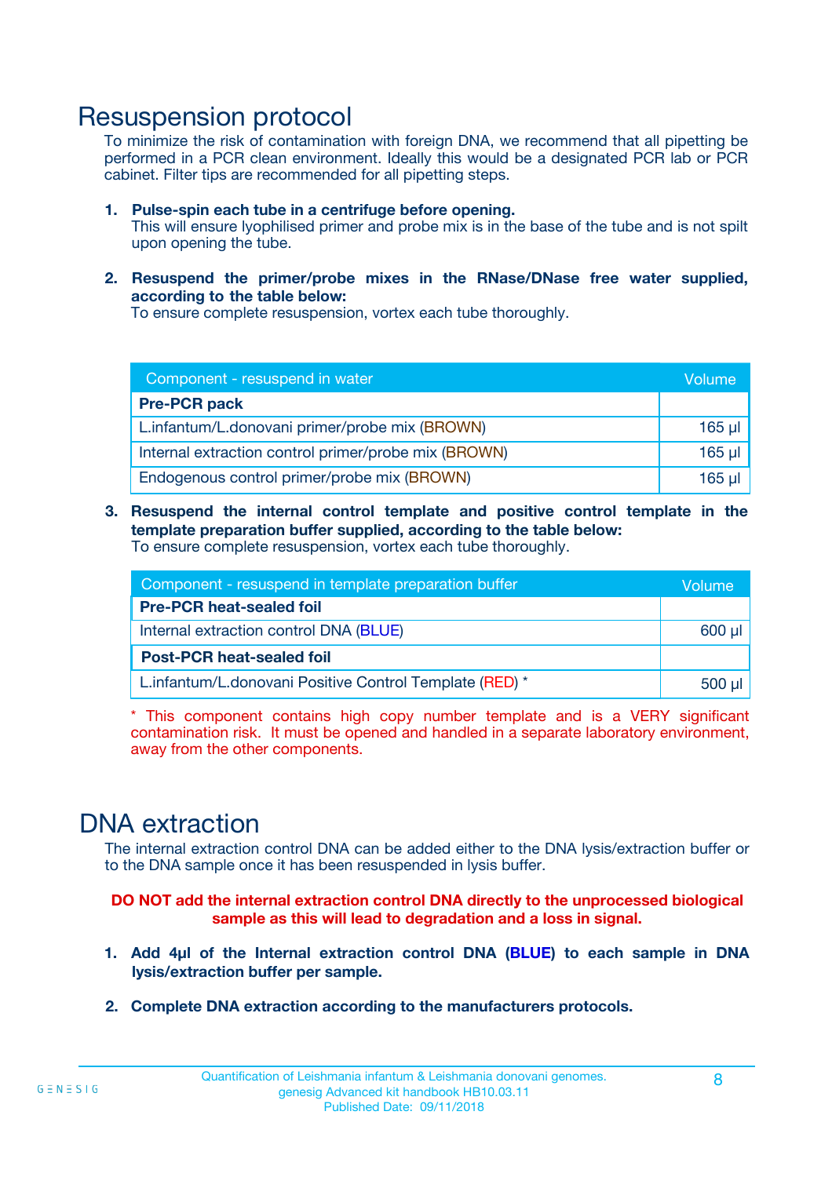# Resuspension protocol

To minimize the risk of contamination with foreign DNA, we recommend that all pipetting be performed in a PCR clean environment. Ideally this would be a designated PCR lab or PCR cabinet. Filter tips are recommended for all pipetting steps.

1. **Pulse-spin each tube in a centrifuge before opening.**
   This will ensure lyophilised primer and probe mix is in the base of the tube and is not spilt upon opening the tube.

2. **Resuspend the primer/probe mixes in the RNase/DNase free water supplied, according to the table below:**
   To ensure complete resuspension, vortex each tube thoroughly.

| Component - resuspend in water | Volume |
|---|---|
| **Pre-PCR pack** | |
| L.infantum/L.donovani primer/probe mix (BROWN) | 165 µl |
| Internal extraction control primer/probe mix (BROWN) | 165 µl |
| Endogenous control primer/probe mix (BROWN) | 165 µl |

3. **Resuspend the internal control template and positive control template in the template preparation buffer supplied, according to the table below:**
   To ensure complete resuspension, vortex each tube thoroughly.

| Component - resuspend in template preparation buffer | Volume |
|---|---|
| **Pre-PCR heat-sealed foil** | |
| Internal extraction control DNA (BLUE) | 600 µl |
| **Post-PCR heat-sealed foil** | |
| L.infantum/L.donovani Positive Control Template (RED) * | 500 µl |

\* This component contains high copy number template and is a VERY significant contamination risk. It must be opened and handled in a separate laboratory environment, away from the other components.

# DNA extraction

The internal extraction control DNA can be added either to the DNA lysis/extraction buffer or to the DNA sample once it has been resuspended in lysis buffer.

**DO NOT add the internal extraction control DNA directly to the unprocessed biological sample as this will lead to degradation and a loss in signal.**

1. **Add 4µl of the Internal extraction control DNA (BLUE) to each sample in DNA lysis/extraction buffer per sample.**

2. **Complete DNA extraction according to the manufacturers protocols.**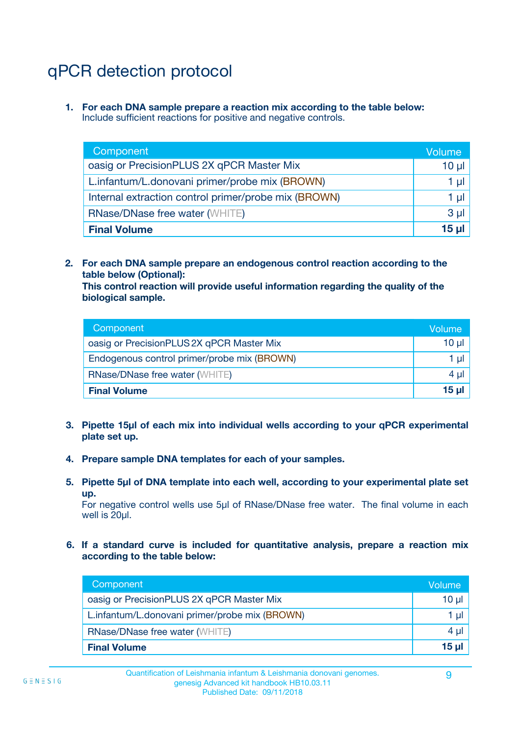# qPCR detection protocol

1. **For each DNA sample prepare a reaction mix according to the table below:**
   Include sufficient reactions for positive and negative controls.

| Component | Volume |
|---|---|
| oasig or PrecisionPLUS 2X qPCR Master Mix | 10 µl |
| L.infantum/L.donovani primer/probe mix (BROWN) | 1 µl |
| Internal extraction control primer/probe mix (BROWN) | 1 µl |
| RNase/DNase free water (WHITE) | 3 µl |
| **Final Volume** | **15 µl** |

2. **For each DNA sample prepare an endogenous control reaction according to the table below (Optional):**
   **This control reaction will provide useful information regarding the quality of the biological sample.**

| Component | Volume |
|---|---|
| oasig or PrecisionPLUS 2X qPCR Master Mix | 10 µl |
| Endogenous control primer/probe mix (BROWN) | 1 µl |
| RNase/DNase free water (WHITE) | 4 µl |
| **Final Volume** | **15 µl** |

3. **Pipette 15µl of each mix into individual wells according to your qPCR experimental plate set up.**

4. **Prepare sample DNA templates for each of your samples.**

5. **Pipette 5µl of DNA template into each well, according to your experimental plate set up.**
   For negative control wells use 5µl of RNase/DNase free water. The final volume in each well is 20µl.

6. **If a standard curve is included for quantitative analysis, prepare a reaction mix according to the table below:**

| Component | Volume |
|---|---|
| oasig or PrecisionPLUS 2X qPCR Master Mix | 10 µl |
| L.infantum/L.donovani primer/probe mix (BROWN) | 1 µl |
| RNase/DNase free water (WHITE) | 4 µl |
| **Final Volume** | **15 µl** |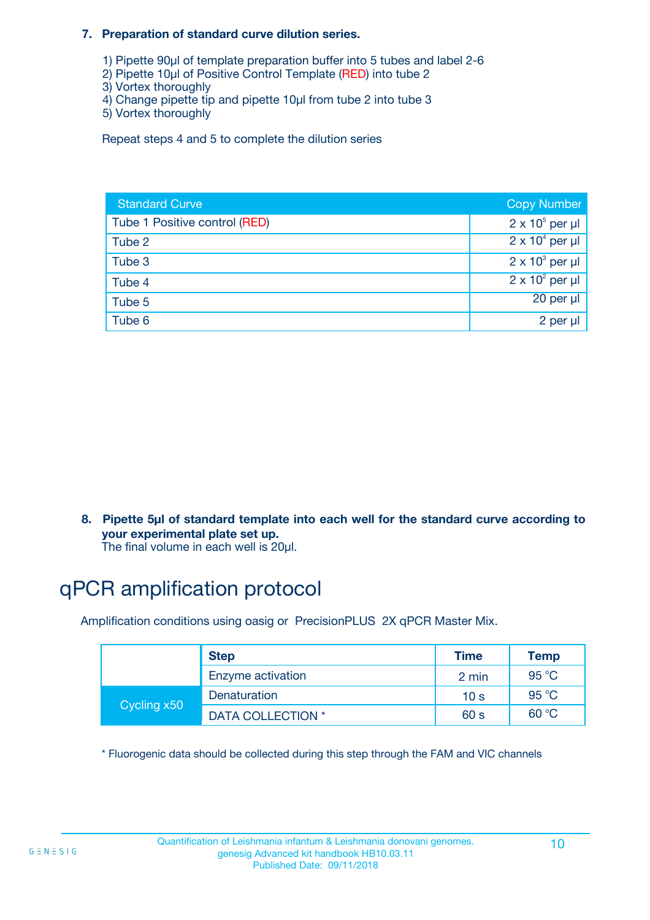7. **Preparation of standard curve dilution series.**

   1) Pipette 90µl of template preparation buffer into 5 tubes and label 2-6
   2) Pipette 10µl of Positive Control Template (RED) into tube 2
   3) Vortex thoroughly
   4) Change pipette tip and pipette 10µl from tube 2 into tube 3
   5) Vortex thoroughly

   Repeat steps 4 and 5 to complete the dilution series

| Standard Curve | Copy Number |
|---|---|
| Tube 1 Positive control (RED) | $2 \times 10^5$ per µl |
| Tube 2 | $2 \times 10^4$ per µl |
| Tube 3 | $2 \times 10^3$ per µl |
| Tube 4 | $2 \times 10^2$ per µl |
| Tube 5 | 20 per µl |
| Tube 6 | 2 per µl |

8. **Pipette 5µl of standard template into each well for the standard curve according to your experimental plate set up.**
   The final volume in each well is 20µl.

# qPCR amplification protocol

Amplification conditions using oasig or PrecisionPLUS 2X qPCR Master Mix.

| | Step | Time | Temp |
|---|---|---|---|
| | Enzyme activation | 2 min | 95 °C |
| Cycling x50 | Denaturation | 10 s | 95 °C |
| | DATA COLLECTION * | 60 s | 60 °C |

* Fluorogenic data should be collected during this step through the FAM and VIC channels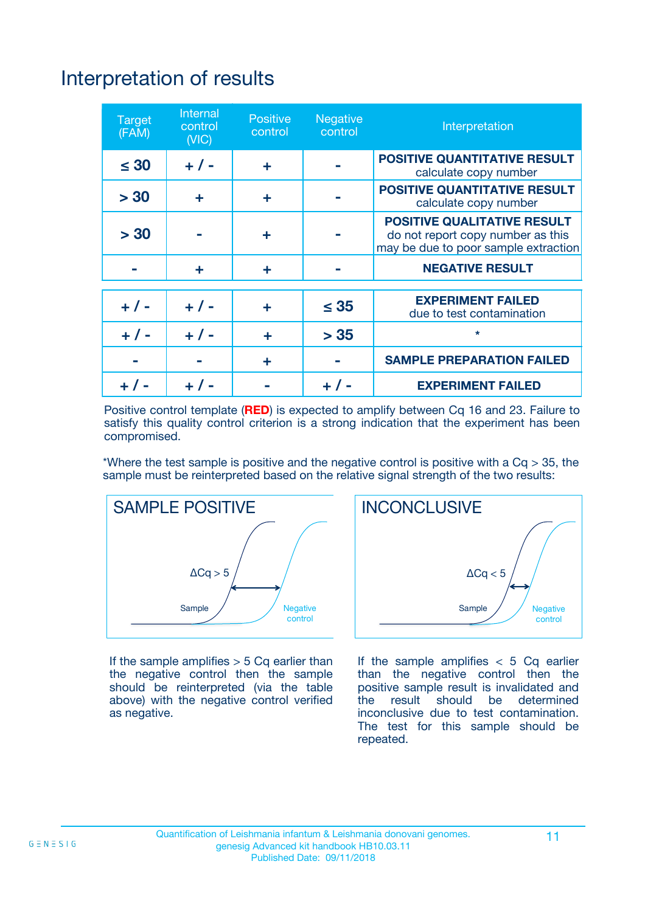# Interpretation of results

| Target (FAM) | Internal control (VIC) | Positive control | Negative control | Interpretation |
|---|---|---|---|---|
| ≤ 30 | + / - | + | - | **POSITIVE QUANTITATIVE RESULT** calculate copy number |
| > 30 | + | + | - | **POSITIVE QUANTITATIVE RESULT** calculate copy number |
| > 30 | - | + | - | **POSITIVE QUALITATIVE RESULT** do not report copy number as this may be due to poor sample extraction |
| - | + | + | - | **NEGATIVE RESULT** |
| + / - | + / - | + | ≤ 35 | **EXPERIMENT FAILED** due to test contamination |
| + / - | + / - | + | > 35 | * |
| - | - | + | - | **SAMPLE PREPARATION FAILED** |
| + / - | + / - | - | + / - | **EXPERIMENT FAILED** |

Positive control template (**RED**) is expected to amplify between Cq 16 and 23. Failure to satisfy this quality control criterion is a strong indication that the experiment has been compromised.

*Where the test sample is positive and the negative control is positive with a Cq > 35, the sample must be reinterpreted based on the relative signal strength of the two results:

**SAMPLE POSITIVE**

ΔCq > 5

Sample — Negative control

If the sample amplifies > 5 Cq earlier than the negative control then the sample should be reinterpreted (via the table above) with the negative control verified as negative.

**INCONCLUSIVE**

ΔCq < 5

Sample — Negative control

If the sample amplifies < 5 Cq earlier than the negative control then the positive sample result is invalidated and the result should be determined inconclusive due to test contamination. The test for this sample should be repeated.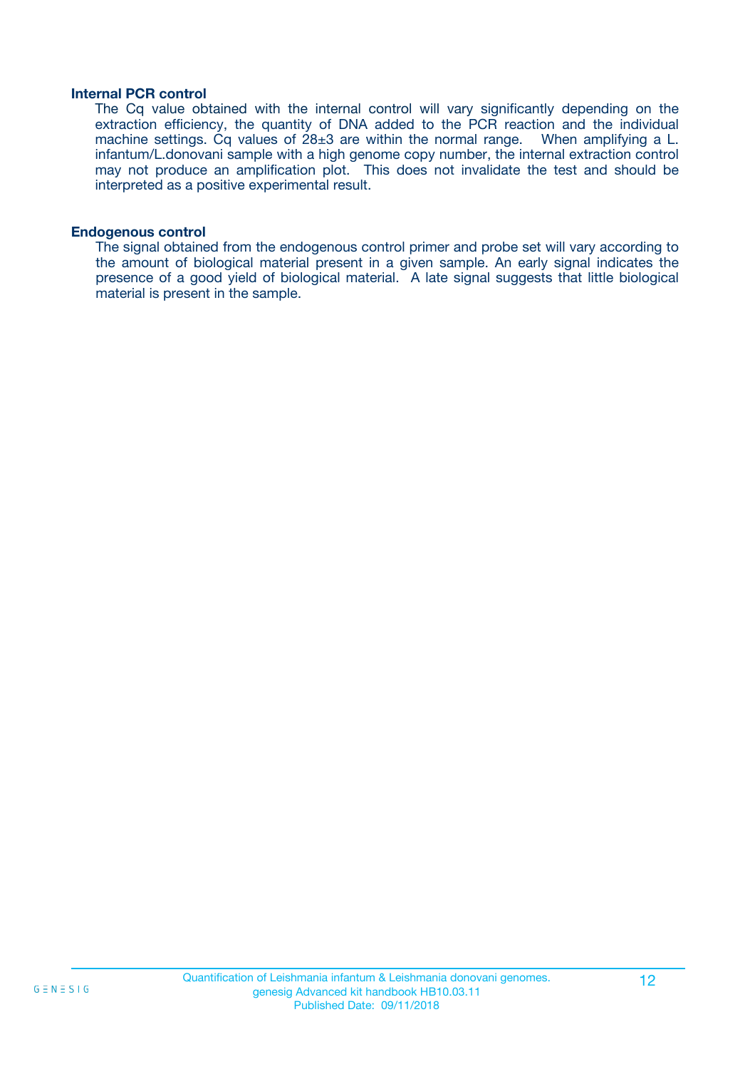### Internal PCR control

The Cq value obtained with the internal control will vary significantly depending on the extraction efficiency, the quantity of DNA added to the PCR reaction and the individual machine settings. Cq values of 28±3 are within the normal range. When amplifying a L. infantum/L.donovani sample with a high genome copy number, the internal extraction control may not produce an amplification plot. This does not invalidate the test and should be interpreted as a positive experimental result.

### Endogenous control

The signal obtained from the endogenous control primer and probe set will vary according to the amount of biological material present in a given sample. An early signal indicates the presence of a good yield of biological material. A late signal suggests that little biological material is present in the sample.